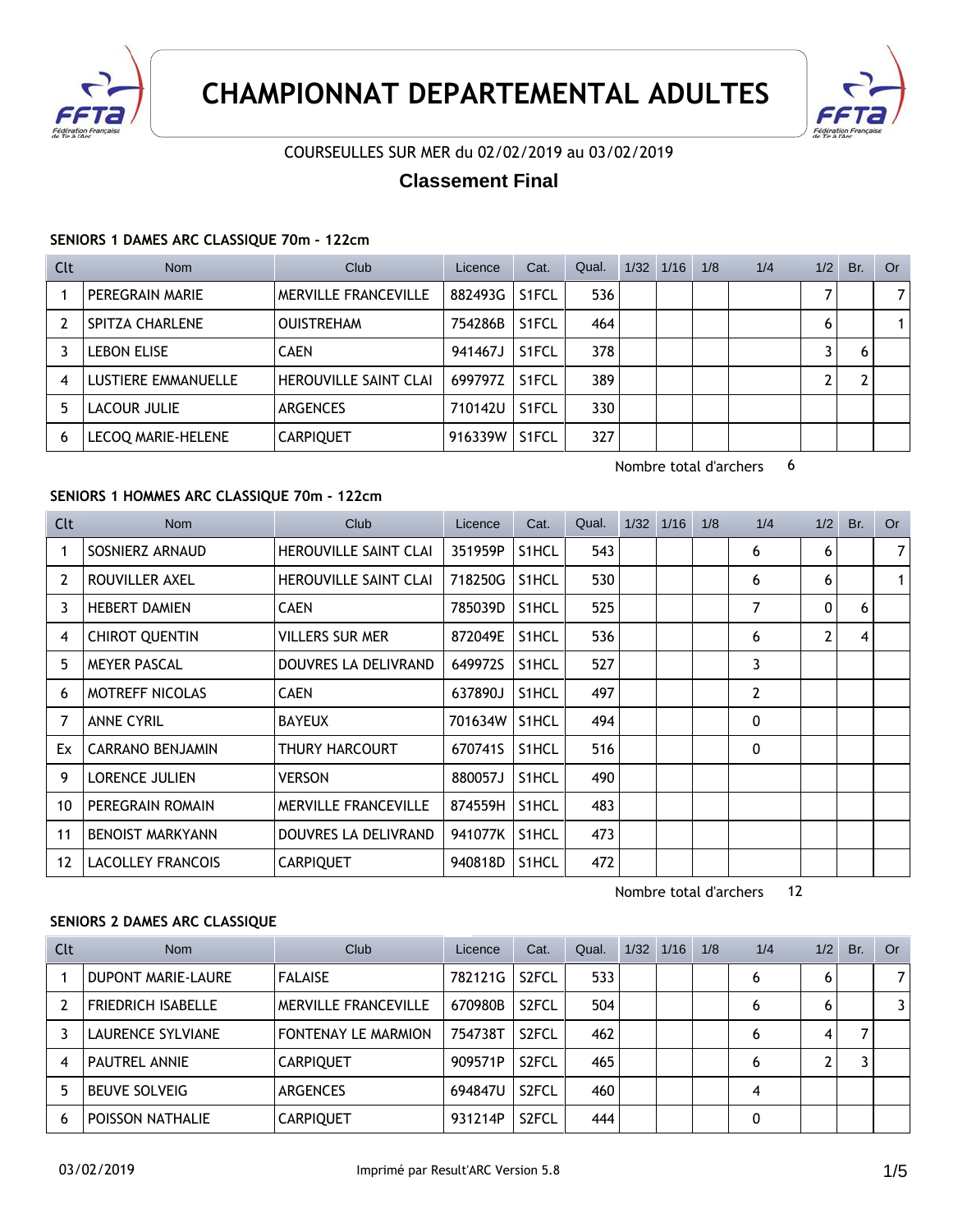# CHAMPIONNAT DEPARTEMENTAL ADULTES

COURSEULLES SUR MER du 02/02/2019 au 03/02/2019

## Classement Final

### SENIORS 1 DAMES ARC CLASSIQUE 70m - 122cm

| Clt | Nom | Club | Licence | Cat. | Qual. | 1/32 | 1/16 | 1/8 | 1/4 | 1/2 | Br. | Or |
|---|---|---|---|---|---|---|---|---|---|---|---|---|
| 1 | PEREGRAIN MARIE | MERVILLE FRANCEVILLE | 882493G | S1FCL | 536 | | | | | 7 | | 7 |
| 2 | SPITZA CHARLENE | OUISTREHAM | 754286B | S1FCL | 464 | | | | | 6 | | 1 |
| 3 | LEBON ELISE | CAEN | 941467J | S1FCL | 378 | | | | | 3 | 6 | |
| 4 | LUSTIERE EMMANUELLE | HEROUVILLE SAINT CLAI | 699797Z | S1FCL | 389 | | | | | 2 | 2 | |
| 5 | LACOUR JULIE | ARGENCES | 710142U | S1FCL | 330 | | | | | | | |
| 6 | LECOQ MARIE-HELENE | CARPIQUET | 916339W | S1FCL | 327 | | | | | | | |

Nombre total d'archers 6

### SENIORS 1 HOMMES ARC CLASSIQUE 70m - 122cm

| Clt | Nom | Club | Licence | Cat. | Qual. | 1/32 | 1/16 | 1/8 | 1/4 | 1/2 | Br. | Or |
|---|---|---|---|---|---|---|---|---|---|---|---|---|
| 1 | SOSNIERZ ARNAUD | HEROUVILLE SAINT CLAI | 351959P | S1HCL | 543 | | | | 6 | 6 | | 7 |
| 2 | ROUVILLER AXEL | HEROUVILLE SAINT CLAI | 718250G | S1HCL | 530 | | | | 6 | 6 | | 1 |
| 3 | HEBERT DAMIEN | CAEN | 785039D | S1HCL | 525 | | | | 7 | 0 | 6 | |
| 4 | CHIROT QUENTIN | VILLERS SUR MER | 872049E | S1HCL | 536 | | | | 6 | 2 | 4 | |
| 5 | MEYER PASCAL | DOUVRES LA DELIVRAND | 649972S | S1HCL | 527 | | | | 3 | | | |
| 6 | MOTREFF NICOLAS | CAEN | 637890J | S1HCL | 497 | | | | 2 | | | |
| 7 | ANNE CYRIL | BAYEUX | 701634W | S1HCL | 494 | | | | 0 | | | |
| Ex | CARRANO BENJAMIN | THURY HARCOURT | 670741S | S1HCL | 516 | | | | 0 | | | |
| 9 | LORENCE JULIEN | VERSON | 880057J | S1HCL | 490 | | | | | | | |
| 10 | PEREGRAIN ROMAIN | MERVILLE FRANCEVILLE | 874559H | S1HCL | 483 | | | | | | | |
| 11 | BENOIST MARKYANN | DOUVRES LA DELIVRAND | 941077K | S1HCL | 473 | | | | | | | |
| 12 | LACOLLEY FRANCOIS | CARPIQUET | 940818D | S1HCL | 472 | | | | | | | |

Nombre total d'archers 12

### SENIORS 2 DAMES ARC CLASSIQUE

| Clt | Nom | Club | Licence | Cat. | Qual. | 1/32 | 1/16 | 1/8 | 1/4 | 1/2 | Br. | Or |
|---|---|---|---|---|---|---|---|---|---|---|---|---|
| 1 | DUPONT MARIE-LAURE | FALAISE | 782121G | S2FCL | 533 | | | | 6 | 6 | | 7 |
| 2 | FRIEDRICH ISABELLE | MERVILLE FRANCEVILLE | 670980B | S2FCL | 504 | | | | 6 | 6 | | 3 |
| 3 | LAURENCE SYLVIANE | FONTENAY LE MARMION | 754738T | S2FCL | 462 | | | | 6 | 4 | 7 | |
| 4 | PAUTREL ANNIE | CARPIQUET | 909571P | S2FCL | 465 | | | | 6 | 2 | 3 | |
| 5 | BEUVE SOLVEIG | ARGENCES | 694847U | S2FCL | 460 | | | | 4 | | | |
| 6 | POISSON NATHALIE | CARPIQUET | 931214P | S2FCL | 444 | | | | 0 | | | |

03/02/2019 Imprimé par Result'ARC Version 5.8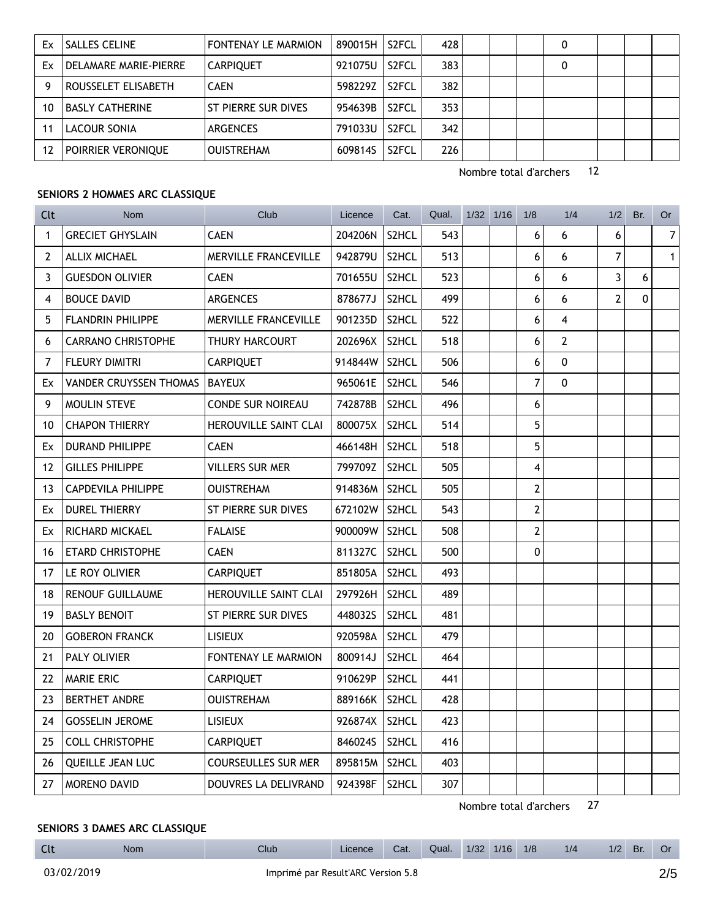| Ex | SALLES CELINE | FONTENAY LE MARMION | 890015H | S2FCL | 428 | | | | 0 | | | |
|---|---|---|---|---|---|---|---|---|---|---|---|---|
| Ex | DELAMARE MARIE-PIERRE | CARPIQUET | 921075U | S2FCL | 383 | | | | 0 | | | |
| 9 | ROUSSELET ELISABETH | CAEN | 598229Z | S2FCL | 382 | | | | | | | |
| 10 | BASLY CATHERINE | ST PIERRE SUR DIVES | 954639B | S2FCL | 353 | | | | | | | |
| 11 | LACOUR SONIA | ARGENCES | 791033U | S2FCL | 342 | | | | | | | |
| 12 | POIRRIER VERONIQUE | OUISTREHAM | 609814S | S2FCL | 226 | | | | | | | |

Nombre total d'archers 12

**SENIORS 2 HOMMES ARC CLASSIQUE**

| Clt | Nom | Club | Licence | Cat. | Qual. | 1/32 | 1/16 | 1/8 | 1/4 | 1/2 | Br. | Or |
|---|---|---|---|---|---|---|---|---|---|---|---|---|
| 1 | GRECIET GHYSLAIN | CAEN | 204206N | S2HCL | 543 | | | 6 | 6 | 6 | | 7 |
| 2 | ALLIX MICHAEL | MERVILLE FRANCEVILLE | 942879U | S2HCL | 513 | | | 6 | 6 | 7 | | 1 |
| 3 | GUESDON OLIVIER | CAEN | 701655U | S2HCL | 523 | | | 6 | 6 | 3 | 6 | |
| 4 | BOUCE DAVID | ARGENCES | 878677J | S2HCL | 499 | | | 6 | 6 | 2 | 0 | |
| 5 | FLANDRIN PHILIPPE | MERVILLE FRANCEVILLE | 901235D | S2HCL | 522 | | | 6 | 4 | | | |
| 6 | CARRANO CHRISTOPHE | THURY HARCOURT | 202696X | S2HCL | 518 | | | 6 | 2 | | | |
| 7 | FLEURY DIMITRI | CARPIQUET | 914844W | S2HCL | 506 | | | 6 | 0 | | | |
| Ex | VANDER CRUYSSEN THOMAS | BAYEUX | 965061E | S2HCL | 546 | | | 7 | 0 | | | |
| 9 | MOULIN STEVE | CONDE SUR NOIREAU | 742878B | S2HCL | 496 | | | 6 | | | | |
| 10 | CHAPON THIERRY | HEROUVILLE SAINT CLAI | 800075X | S2HCL | 514 | | | 5 | | | | |
| Ex | DURAND PHILIPPE | CAEN | 466148H | S2HCL | 518 | | | 5 | | | | |
| 12 | GILLES PHILIPPE | VILLERS SUR MER | 799709Z | S2HCL | 505 | | | 4 | | | | |
| 13 | CAPDEVILA PHILIPPE | OUISTREHAM | 914836M | S2HCL | 505 | | | 2 | | | | |
| Ex | DUREL THIERRY | ST PIERRE SUR DIVES | 672102W | S2HCL | 543 | | | 2 | | | | |
| Ex | RICHARD MICKAEL | FALAISE | 900009W | S2HCL | 508 | | | 2 | | | | |
| 16 | ETARD CHRISTOPHE | CAEN | 811327C | S2HCL | 500 | | | 0 | | | | |
| 17 | LE ROY OLIVIER | CARPIQUET | 851805A | S2HCL | 493 | | | | | | | |
| 18 | RENOUF GUILLAUME | HEROUVILLE SAINT CLAI | 297926H | S2HCL | 489 | | | | | | | |
| 19 | BASLY BENOIT | ST PIERRE SUR DIVES | 448032S | S2HCL | 481 | | | | | | | |
| 20 | GOBERON FRANCK | LISIEUX | 920598A | S2HCL | 479 | | | | | | | |
| 21 | PALY OLIVIER | FONTENAY LE MARMION | 800914J | S2HCL | 464 | | | | | | | |
| 22 | MARIE ERIC | CARPIQUET | 910629P | S2HCL | 441 | | | | | | | |
| 23 | BERTHET ANDRE | OUISTREHAM | 889166K | S2HCL | 428 | | | | | | | |
| 24 | GOSSELIN JEROME | LISIEUX | 926874X | S2HCL | 423 | | | | | | | |
| 25 | COLL CHRISTOPHE | CARPIQUET | 846024S | S2HCL | 416 | | | | | | | |
| 26 | QUEILLE JEAN LUC | COURSEULLES SUR MER | 895815M | S2HCL | 403 | | | | | | | |
| 27 | MORENO DAVID | DOUVRES LA DELIVRAND | 924398F | S2HCL | 307 | | | | | | | |

Nombre total d'archers 27

**SENIORS 3 DAMES ARC CLASSIQUE**

| Clt | Nom | Club | Licence | Cat. | Qual. | 1/32 | 1/16 | 1/8 | 1/4 | 1/2 | Br. | Or |
|---|---|---|---|---|---|---|---|---|---|---|---|---|

03/02/2019 Imprimé par Result'ARC Version 5.8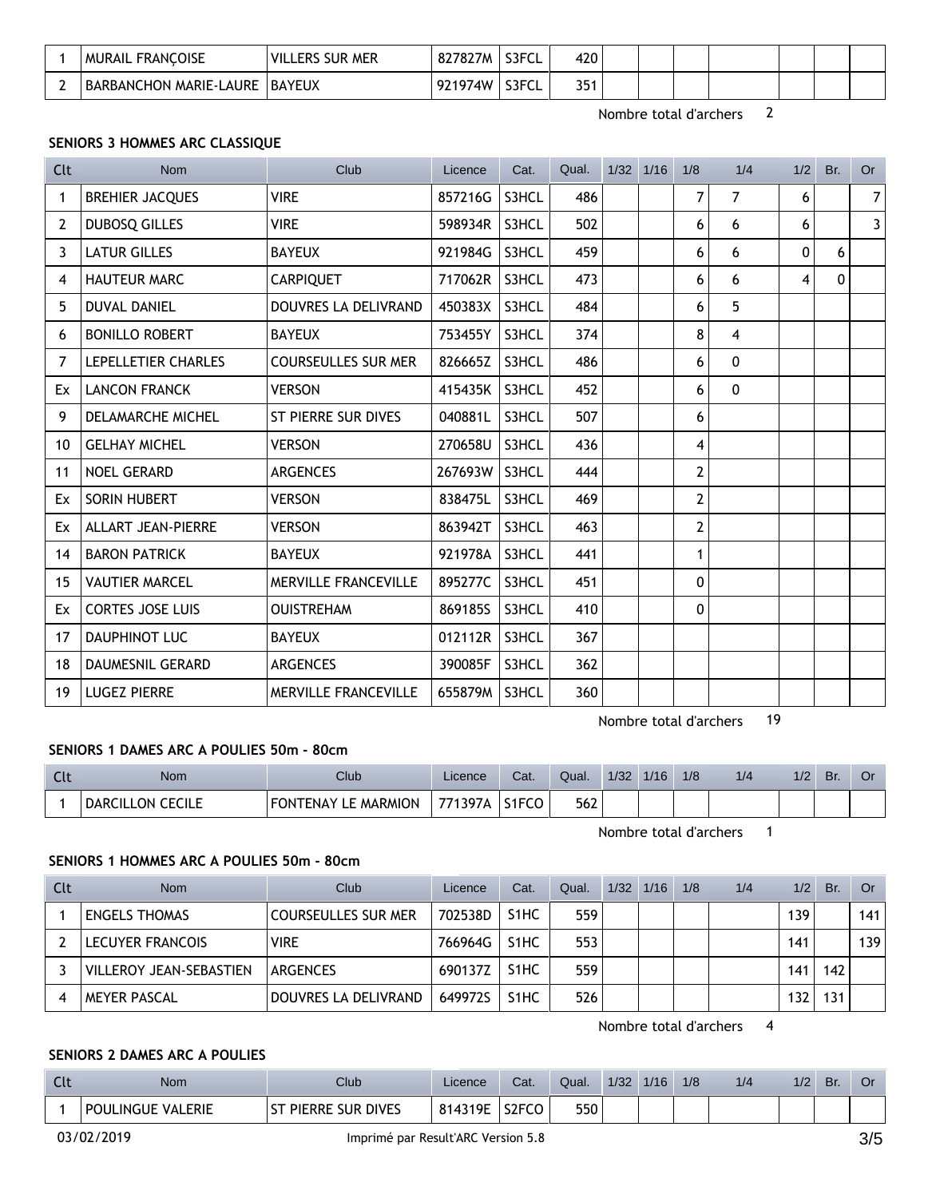| Clt | Nom | Club | Licence | Cat. | Qual. | 1/32 | 1/16 | 1/8 | 1/4 | 1/2 | Br. | Or |
|---|---|---|---|---|---|---|---|---|---|---|---|---|
| 1 | MURAIL FRANÇOISE | VILLERS SUR MER | 827827M | S3FCL | 420 | | | | | | | |
| 2 | BARBANCHON MARIE-LAURE | BAYEUX | 921974W | S3FCL | 351 | | | | | | | |

Nombre total d'archers 2

### SENIORS 3 HOMMES ARC CLASSIQUE

| Clt | Nom | Club | Licence | Cat. | Qual. | 1/32 | 1/16 | 1/8 | 1/4 | 1/2 | Br. | Or |
|---|---|---|---|---|---|---|---|---|---|---|---|---|
| 1 | BREHIER JACQUES | VIRE | 857216G | S3HCL | 486 | | | 7 | 7 | 6 | | 7 |
| 2 | DUBOSQ GILLES | VIRE | 598934R | S3HCL | 502 | | | 6 | 6 | 6 | | 3 |
| 3 | LATUR GILLES | BAYEUX | 921984G | S3HCL | 459 | | | 6 | 6 | 0 | 6 | |
| 4 | HAUTEUR MARC | CARPIQUET | 717062R | S3HCL | 473 | | | 6 | 6 | 4 | 0 | |
| 5 | DUVAL DANIEL | DOUVRES LA DELIVRAND | 450383X | S3HCL | 484 | | | 6 | 5 | | | |
| 6 | BONILLO ROBERT | BAYEUX | 753455Y | S3HCL | 374 | | | 8 | 4 | | | |
| 7 | LEPELLETIER CHARLES | COURSEULLES SUR MER | 826665Z | S3HCL | 486 | | | 6 | 0 | | | |
| Ex | LANCON FRANCK | VERSON | 415435K | S3HCL | 452 | | | 6 | 0 | | | |
| 9 | DELAMARCHE MICHEL | ST PIERRE SUR DIVES | 040881L | S3HCL | 507 | | | 6 | | | | |
| 10 | GELHAY MICHEL | VERSON | 270658U | S3HCL | 436 | | | 4 | | | | |
| 11 | NOEL GERARD | ARGENCES | 267693W | S3HCL | 444 | | | 2 | | | | |
| Ex | SORIN HUBERT | VERSON | 838475L | S3HCL | 469 | | | 2 | | | | |
| Ex | ALLART JEAN-PIERRE | VERSON | 863942T | S3HCL | 463 | | | 2 | | | | |
| 14 | BARON PATRICK | BAYEUX | 921978A | S3HCL | 441 | | | 1 | | | | |
| 15 | VAUTIER MARCEL | MERVILLE FRANCEVILLE | 895277C | S3HCL | 451 | | | 0 | | | | |
| Ex | CORTES JOSE LUIS | OUISTREHAM | 869185S | S3HCL | 410 | | | 0 | | | | |
| 17 | DAUPHINOT LUC | BAYEUX | 012112R | S3HCL | 367 | | | | | | | |
| 18 | DAUMESNIL GERARD | ARGENCES | 390085F | S3HCL | 362 | | | | | | | |
| 19 | LUGEZ PIERRE | MERVILLE FRANCEVILLE | 655879M | S3HCL | 360 | | | | | | | |

Nombre total d'archers 19

### SENIORS 1 DAMES ARC A POULIES 50m - 80cm

| Clt | Nom | Club | Licence | Cat. | Qual. | 1/32 | 1/16 | 1/8 | 1/4 | 1/2 | Br. | Or |
|---|---|---|---|---|---|---|---|---|---|---|---|---|
| 1 | DARCILLON CECILE | FONTENAY LE MARMION | 771397A | S1FCO | 562 | | | | | | | |

Nombre total d'archers 1

### SENIORS 1 HOMMES ARC A POULIES 50m - 80cm

| Clt | Nom | Club | Licence | Cat. | Qual. | 1/32 | 1/16 | 1/8 | 1/4 | 1/2 | Br. | Or |
|---|---|---|---|---|---|---|---|---|---|---|---|---|
| 1 | ENGELS THOMAS | COURSEULLES SUR MER | 702538D | S1HC | 559 | | | | | 139 | | 141 |
| 2 | LECUYER FRANCOIS | VIRE | 766964G | S1HC | 553 | | | | | 141 | | 139 |
| 3 | VILLEROY JEAN-SEBASTIEN | ARGENCES | 690137Z | S1HC | 559 | | | | | 141 | 142 | |
| 4 | MEYER PASCAL | DOUVRES LA DELIVRAND | 649972S | S1HC | 526 | | | | | 132 | 131 | |

Nombre total d'archers 4

### SENIORS 2 DAMES ARC A POULIES

| Clt | Nom | Club | Licence | Cat. | Qual. | 1/32 | 1/16 | 1/8 | 1/4 | 1/2 | Br. | Or |
|---|---|---|---|---|---|---|---|---|---|---|---|---|
| 1 | POULINGUE VALERIE | ST PIERRE SUR DIVES | 814319E | S2FCO | 550 | | | | | | | |

03/02/2019 Imprimé par Result'ARC Version 5.8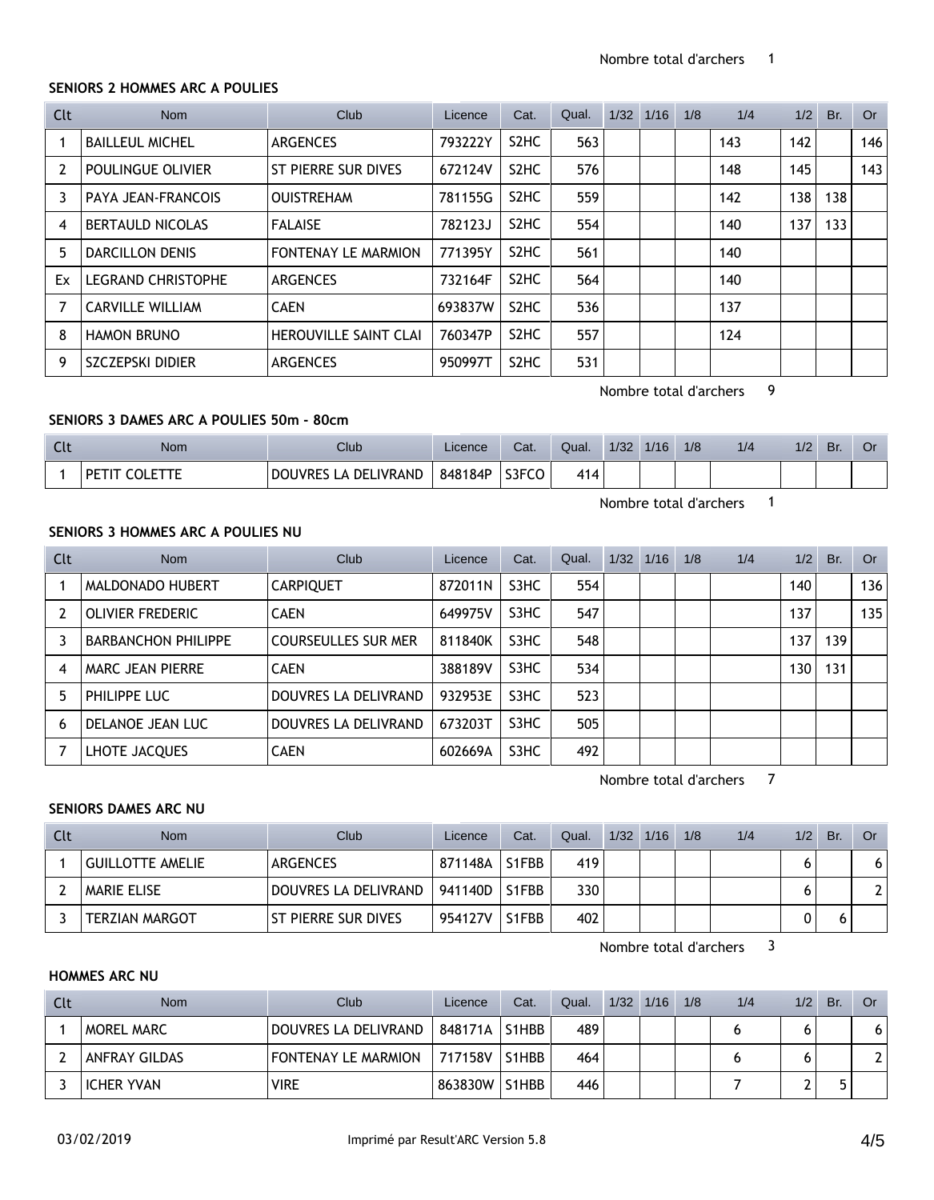Nombre total d'archers 1

### SENIORS 2 HOMMES ARC A POULIES

| Clt | Nom | Club | Licence | Cat. | Qual. | 1/32 | 1/16 | 1/8 | 1/4 | 1/2 | Br. | Or |
|---|---|---|---|---|---|---|---|---|---|---|---|---|
| 1 | BAILLEUL MICHEL | ARGENCES | 793222Y | S2HC | 563 | | | | 143 | 142 | | 146 |
| 2 | POULINGUE OLIVIER | ST PIERRE SUR DIVES | 672124V | S2HC | 576 | | | | 148 | 145 | | 143 |
| 3 | PAYA JEAN-FRANCOIS | OUISTREHAM | 781155G | S2HC | 559 | | | | 142 | 138 | 138 | |
| 4 | BERTAULD NICOLAS | FALAISE | 782123J | S2HC | 554 | | | | 140 | 137 | 133 | |
| 5 | DARCILLON DENIS | FONTENAY LE MARMION | 771395Y | S2HC | 561 | | | | 140 | | | |
| Ex | LEGRAND CHRISTOPHE | ARGENCES | 732164F | S2HC | 564 | | | | 140 | | | |
| 7 | CARVILLE WILLIAM | CAEN | 693837W | S2HC | 536 | | | | 137 | | | |
| 8 | HAMON BRUNO | HEROUVILLE SAINT CLAI | 760347P | S2HC | 557 | | | | 124 | | | |
| 9 | SZCZEPSKI DIDIER | ARGENCES | 950997T | S2HC | 531 | | | | | | | |

Nombre total d'archers 9

### SENIORS 3 DAMES ARC A POULIES 50m - 80cm

| Clt | Nom | Club | Licence | Cat. | Qual. | 1/32 | 1/16 | 1/8 | 1/4 | 1/2 | Br. | Or |
|---|---|---|---|---|---|---|---|---|---|---|---|---|
| 1 | PETIT COLETTE | DOUVRES LA DELIVRAND | 848184P | S3FCO | 414 | | | | | | | |

Nombre total d'archers 1

### SENIORS 3 HOMMES ARC A POULIES NU

| Clt | Nom | Club | Licence | Cat. | Qual. | 1/32 | 1/16 | 1/8 | 1/4 | 1/2 | Br. | Or |
|---|---|---|---|---|---|---|---|---|---|---|---|---|
| 1 | MALDONADO HUBERT | CARPIQUET | 872011N | S3HC | 554 | | | | | 140 | | 136 |
| 2 | OLIVIER FREDERIC | CAEN | 649975V | S3HC | 547 | | | | | 137 | | 135 |
| 3 | BARBANCHON PHILIPPE | COURSEULLES SUR MER | 811840K | S3HC | 548 | | | | | 137 | 139 | |
| 4 | MARC JEAN PIERRE | CAEN | 388189V | S3HC | 534 | | | | | 130 | 131 | |
| 5 | PHILIPPE LUC | DOUVRES LA DELIVRAND | 932953E | S3HC | 523 | | | | | | | |
| 6 | DELANOE JEAN LUC | DOUVRES LA DELIVRAND | 673203T | S3HC | 505 | | | | | | | |
| 7 | LHOTE JACQUES | CAEN | 602669A | S3HC | 492 | | | | | | | |

Nombre total d'archers 7

### SENIORS DAMES ARC NU

| Clt | Nom | Club | Licence | Cat. | Qual. | 1/32 | 1/16 | 1/8 | 1/4 | 1/2 | Br. | Or |
|---|---|---|---|---|---|---|---|---|---|---|---|---|
| 1 | GUILLOTTE AMELIE | ARGENCES | 871148A | S1FBB | 419 | | | | | 6 | | 6 |
| 2 | MARIE ELISE | DOUVRES LA DELIVRAND | 941140D | S1FBB | 330 | | | | | 6 | | 2 |
| 3 | TERZIAN MARGOT | ST PIERRE SUR DIVES | 954127V | S1FBB | 402 | | | | | 0 | 6 | |

Nombre total d'archers 3

### HOMMES ARC NU

| Clt | Nom | Club | Licence | Cat. | Qual. | 1/32 | 1/16 | 1/8 | 1/4 | 1/2 | Br. | Or |
|---|---|---|---|---|---|---|---|---|---|---|---|---|
| 1 | MOREL MARC | DOUVRES LA DELIVRAND | 848171A | S1HBB | 489 | | | | 6 | 6 | | 6 |
| 2 | ANFRAY GILDAS | FONTENAY LE MARMION | 717158V | S1HBB | 464 | | | | 6 | 6 | | 2 |
| 3 | ICHER YVAN | VIRE | 863830W | S1HBB | 446 | | | | 7 | 2 | 5 | |

03/02/2019 Imprimé par Result'ARC Version 5.8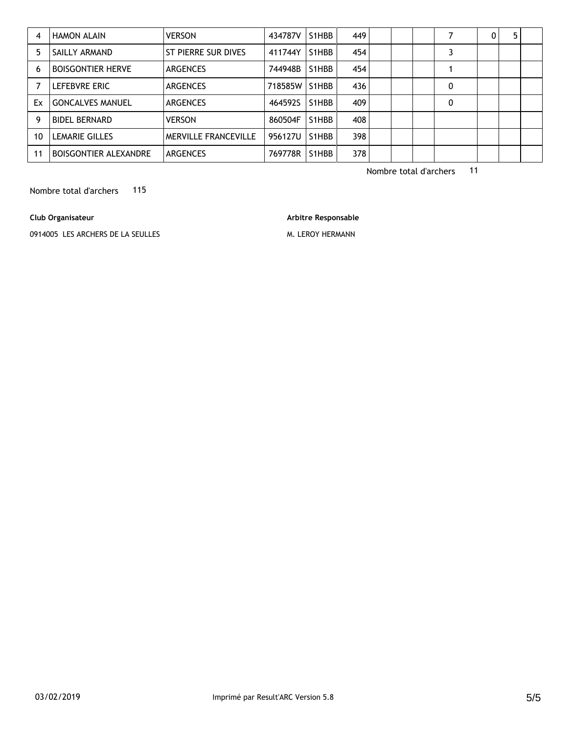| | | | | | | | | | | | | |
|---|---|---|---|---|---|---|---|---|---|---|---|---|
| 4 | HAMON ALAIN | VERSON | 434787V | S1HBB | 449 | | | | 7 | 0 | 5 | |
| 5 | SAILLY ARMAND | ST PIERRE SUR DIVES | 411744Y | S1HBB | 454 | | | | 3 | | | |
| 6 | BOISGONTIER HERVE | ARGENCES | 744948B | S1HBB | 454 | | | | 1 | | | |
| 7 | LEFEBVRE ERIC | ARGENCES | 718585W | S1HBB | 436 | | | | 0 | | | |
| Ex | GONCALVES MANUEL | ARGENCES | 464592S | S1HBB | 409 | | | | 0 | | | |
| 9 | BIDEL BERNARD | VERSON | 860504F | S1HBB | 408 | | | | | | | |
| 10 | LEMARIE GILLES | MERVILLE FRANCEVILLE | 956127U | S1HBB | 398 | | | | | | | |
| 11 | BOISGONTIER ALEXANDRE | ARGENCES | 769778R | S1HBB | 378 | | | | | | | |

Nombre total d'archers 11

Nombre total d'archers 115

**Club Organisateur**

0914005 LES ARCHERS DE LA SEULLES

**Arbitre Responsable**

M. LEROY HERMANN

03/02/2019 Imprimé par Result'ARC Version 5.8